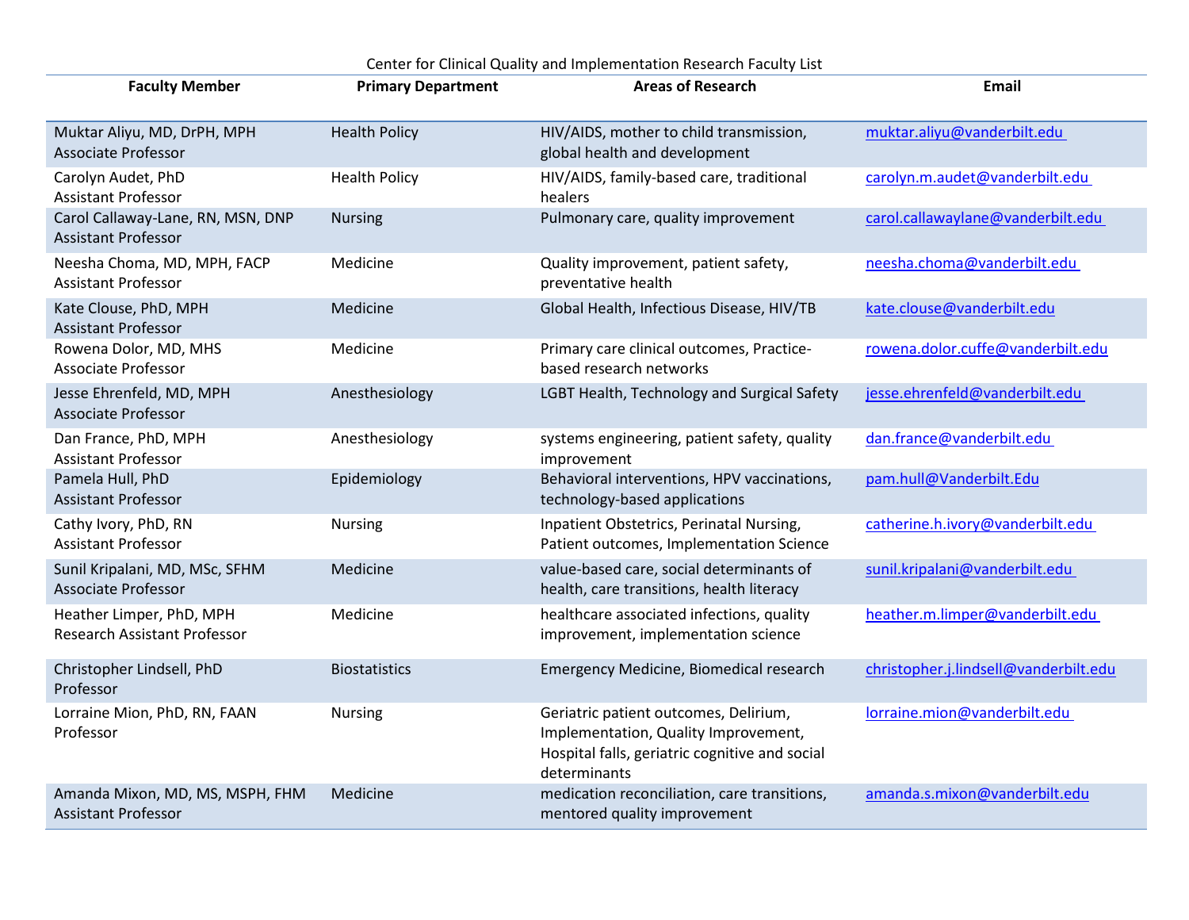Center for Clinical Quality and Implementation Research Faculty List

| Faculty Member | Primary Department | Areas of Research | Email |
|---|---|---|---|
| Muktar Aliyu, MD, DrPH, MPH<br>Associate Professor | Health Policy | HIV/AIDS, mother to child transmission, global health and development | muktar.aliyu@vanderbilt.edu |
| Carolyn Audet, PhD<br>Assistant Professor | Health Policy | HIV/AIDS, family-based care, traditional healers | carolyn.m.audet@vanderbilt.edu |
| Carol Callaway-Lane, RN, MSN, DNP<br>Assistant Professor | Nursing | Pulmonary care, quality improvement | carol.callawaylane@vanderbilt.edu |
| Neesha Choma, MD, MPH, FACP<br>Assistant Professor | Medicine | Quality improvement, patient safety, preventative health | neesha.choma@vanderbilt.edu |
| Kate Clouse, PhD, MPH<br>Assistant Professor | Medicine | Global Health, Infectious Disease, HIV/TB | kate.clouse@vanderbilt.edu |
| Rowena Dolor, MD, MHS<br>Associate Professor | Medicine | Primary care clinical outcomes, Practice-based research networks | rowena.dolor.cuffe@vanderbilt.edu |
| Jesse Ehrenfeld, MD, MPH<br>Associate Professor | Anesthesiology | LGBT Health, Technology and Surgical Safety | jesse.ehrenfeld@vanderbilt.edu |
| Dan France, PhD, MPH<br>Assistant Professor | Anesthesiology | systems engineering, patient safety, quality improvement | dan.france@vanderbilt.edu |
| Pamela Hull, PhD<br>Assistant Professor | Epidemiology | Behavioral interventions, HPV vaccinations, technology-based applications | pam.hull@Vanderbilt.Edu |
| Cathy Ivory, PhD, RN<br>Assistant Professor | Nursing | Inpatient Obstetrics, Perinatal Nursing, Patient outcomes, Implementation Science | catherine.h.ivory@vanderbilt.edu |
| Sunil Kripalani, MD, MSc, SFHM<br>Associate Professor | Medicine | value-based care, social determinants of health, care transitions, health literacy | sunil.kripalani@vanderbilt.edu |
| Heather Limper, PhD, MPH<br>Research Assistant Professor | Medicine | healthcare associated infections, quality improvement, implementation science | heather.m.limper@vanderbilt.edu |
| Christopher Lindsell, PhD<br>Professor | Biostatistics | Emergency Medicine, Biomedical research | christopher.j.lindsell@vanderbilt.edu |
| Lorraine Mion, PhD, RN, FAAN<br>Professor | Nursing | Geriatric patient outcomes, Delirium, Implementation, Quality Improvement, Hospital falls, geriatric cognitive and social determinants | lorraine.mion@vanderbilt.edu |
| Amanda Mixon, MD, MS, MSPH, FHM<br>Assistant Professor | Medicine | medication reconciliation, care transitions, mentored quality improvement | amanda.s.mixon@vanderbilt.edu |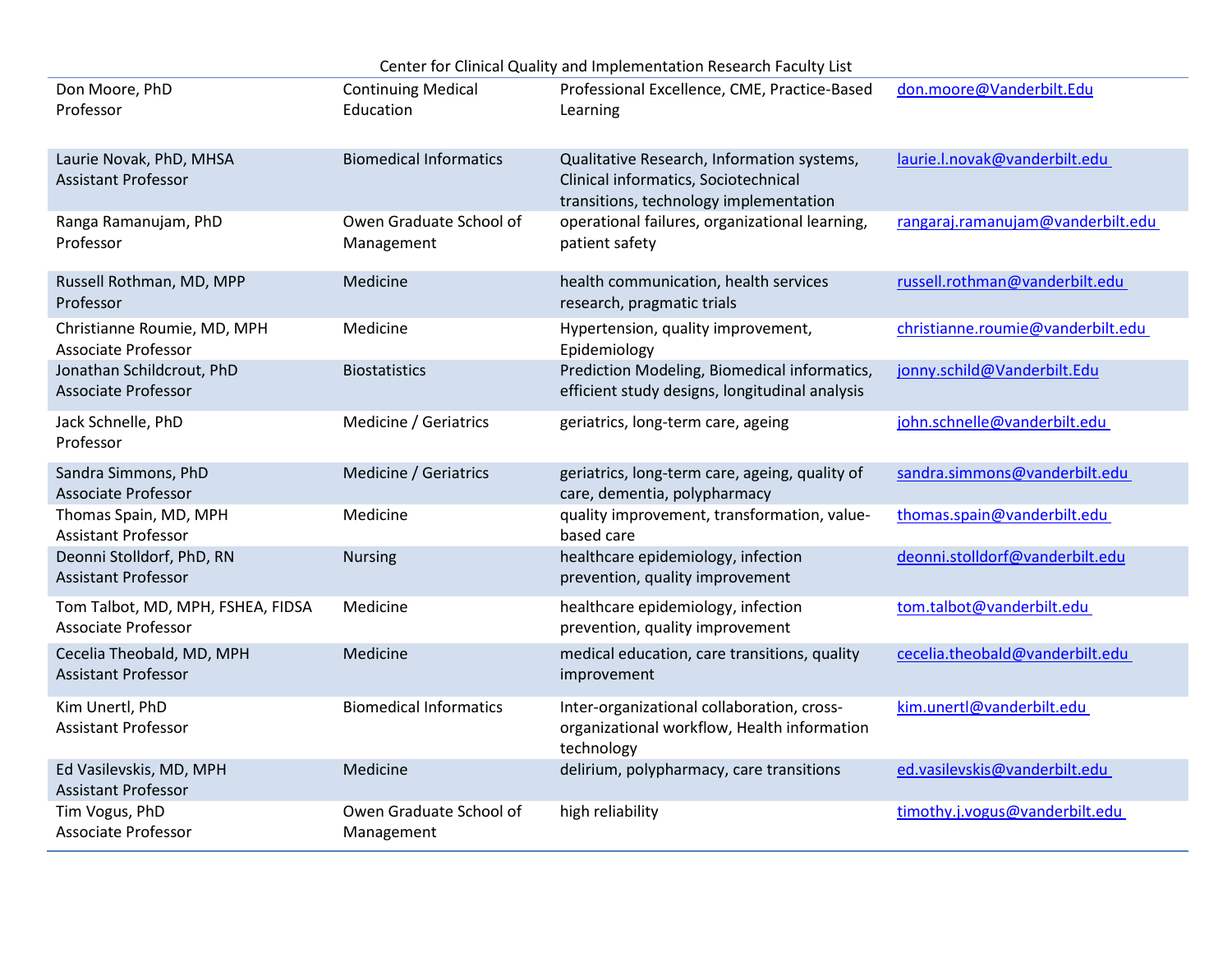Center for Clinical Quality and Implementation Research Faculty List

| Name / Title | Department | Research Interests | Email |
|---|---|---|---|
| Don Moore, PhD<br>Professor | Continuing Medical Education | Professional Excellence, CME, Practice-Based Learning | don.moore@Vanderbilt.Edu |
| Laurie Novak, PhD, MHSA<br>Assistant Professor | Biomedical Informatics | Qualitative Research, Information systems, Clinical informatics, Sociotechnical transitions, technology implementation | laurie.l.novak@vanderbilt.edu |
| Ranga Ramanujam, PhD<br>Professor | Owen Graduate School of Management | operational failures, organizational learning, patient safety | rangaraj.ramanujam@vanderbilt.edu |
| Russell Rothman, MD, MPP<br>Professor | Medicine | health communication, health services research, pragmatic trials | russell.rothman@vanderbilt.edu |
| Christianne Roumie, MD, MPH<br>Associate Professor | Medicine | Hypertension, quality improvement, Epidemiology | christianne.roumie@vanderbilt.edu |
| Jonathan Schildcrout, PhD<br>Associate Professor | Biostatistics | Prediction Modeling, Biomedical informatics, efficient study designs, longitudinal analysis | jonny.schild@Vanderbilt.Edu |
| Jack Schnelle, PhD<br>Professor | Medicine / Geriatrics | geriatrics, long-term care, ageing | john.schnelle@vanderbilt.edu |
| Sandra Simmons, PhD<br>Associate Professor | Medicine / Geriatrics | geriatrics, long-term care, ageing, quality of care, dementia, polypharmacy | sandra.simmons@vanderbilt.edu |
| Thomas Spain, MD, MPH<br>Assistant Professor | Medicine | quality improvement, transformation, value-based care | thomas.spain@vanderbilt.edu |
| Deonni Stolldorf, PhD, RN<br>Assistant Professor | Nursing | healthcare epidemiology, infection prevention, quality improvement | deonni.stolldorf@vanderbilt.edu |
| Tom Talbot, MD, MPH, FSHEA, FIDSA<br>Associate Professor | Medicine | healthcare epidemiology, infection prevention, quality improvement | tom.talbot@vanderbilt.edu |
| Cecelia Theobald, MD, MPH<br>Assistant Professor | Medicine | medical education, care transitions, quality improvement | cecelia.theobald@vanderbilt.edu |
| Kim Unertl, PhD<br>Assistant Professor | Biomedical Informatics | Inter-organizational collaboration, cross-organizational workflow, Health information technology | kim.unertl@vanderbilt.edu |
| Ed Vasilevskis, MD, MPH<br>Assistant Professor | Medicine | delirium, polypharmacy, care transitions | ed.vasilevskis@vanderbilt.edu |
| Tim Vogus, PhD<br>Associate Professor | Owen Graduate School of Management | high reliability | timothy.j.vogus@vanderbilt.edu |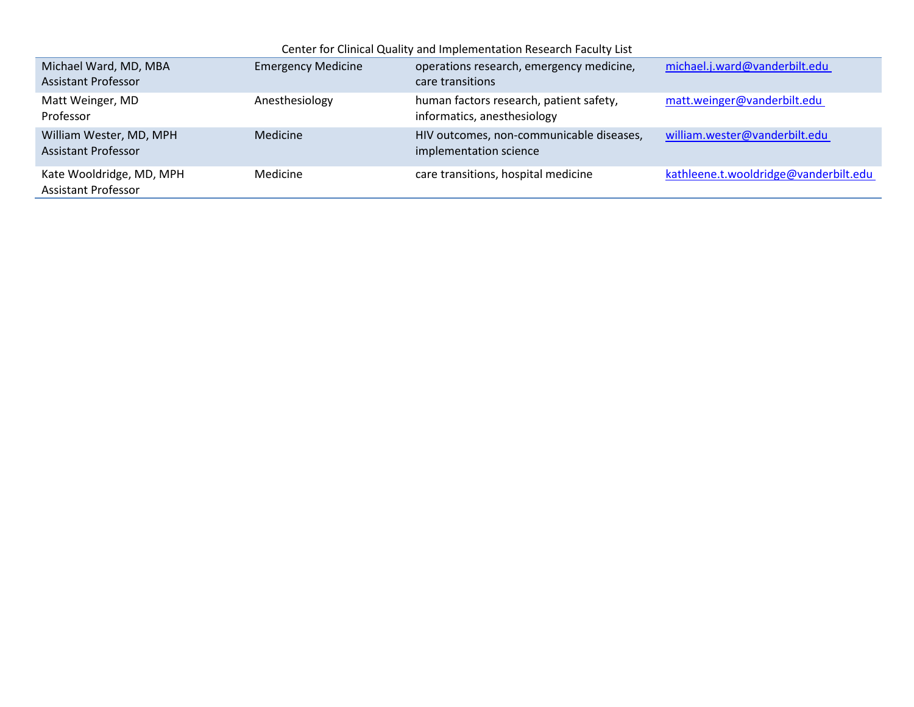Center for Clinical Quality and Implementation Research Faculty List

| | | | |
|---|---|---|---|
| Michael Ward, MD, MBA<br>Assistant Professor | Emergency Medicine | operations research, emergency medicine, care transitions | michael.j.ward@vanderbilt.edu |
| Matt Weinger, MD<br>Professor | Anesthesiology | human factors research, patient safety, informatics, anesthesiology | matt.weinger@vanderbilt.edu |
| William Wester, MD, MPH<br>Assistant Professor | Medicine | HIV outcomes, non-communicable diseases, implementation science | william.wester@vanderbilt.edu |
| Kate Wooldridge, MD, MPH<br>Assistant Professor | Medicine | care transitions, hospital medicine | kathleene.t.wooldridge@vanderbilt.edu |